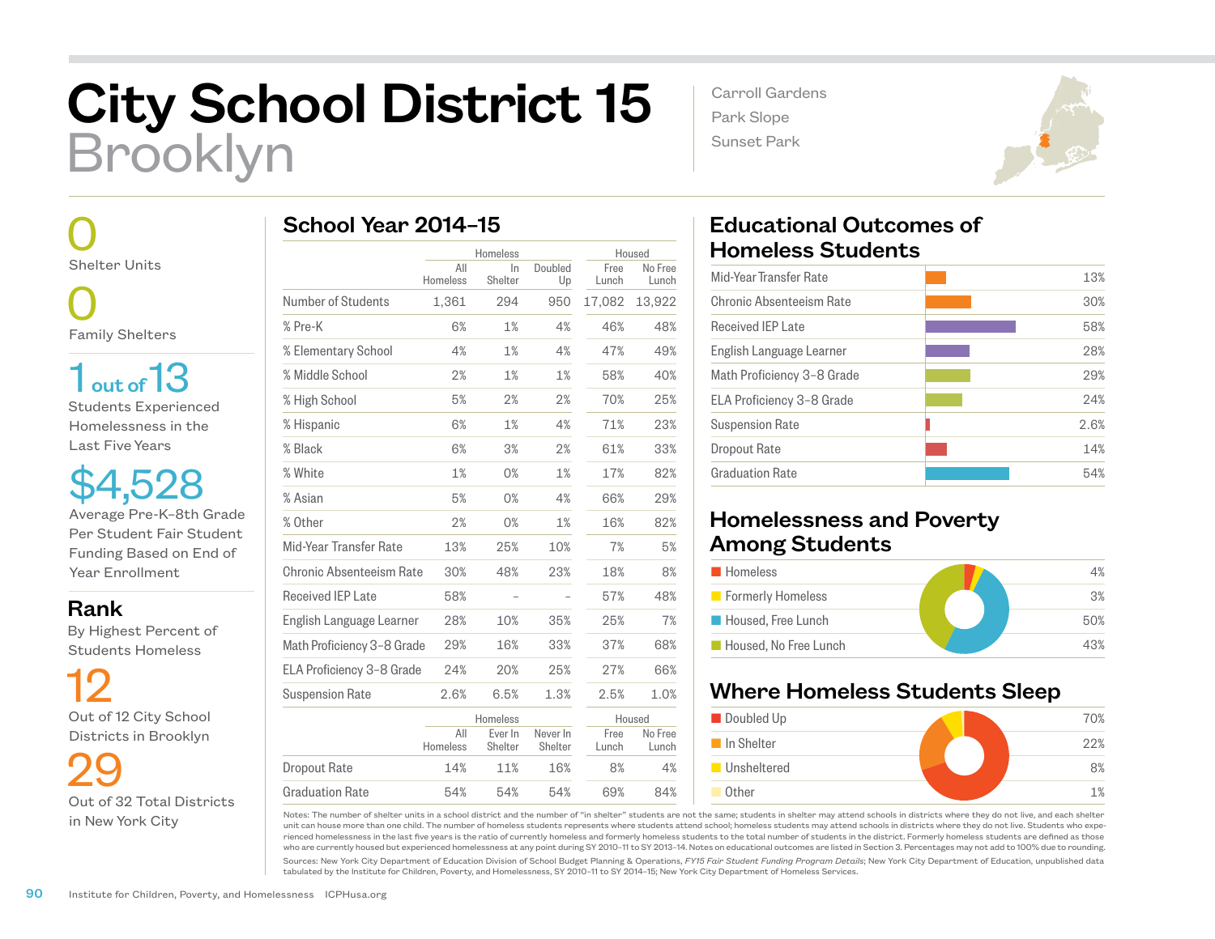# City School District 15
## Brooklyn

Carroll Gardens
Park Slope
Sunset Park

**0**
Shelter Units

**0**
Family Shelters

**1 out of 13**
Students Experienced Homelessness in the Last Five Years

**$4,528**
Average Pre-K–8th Grade Per Student Fair Student Funding Based on End of Year Enrollment

**Rank**
By Highest Percent of Students Homeless

**12**
Out of 12 City School Districts in Brooklyn

**29**
Out of 32 Total Districts in New York City

## School Year 2014–15

| | Homeless | | | Housed | |
|---|---|---|---|---|---|
| | All Homeless | In Shelter | Doubled Up | Free Lunch | No Free Lunch |
| Number of Students | 1,361 | 294 | 950 | 17,082 | 13,922 |
| % Pre-K | 6% | 1% | 4% | 46% | 48% |
| % Elementary School | 4% | 1% | 4% | 47% | 49% |
| % Middle School | 2% | 1% | 1% | 58% | 40% |
| % High School | 5% | 2% | 2% | 70% | 25% |
| % Hispanic | 6% | 1% | 4% | 71% | 23% |
| % Black | 6% | 3% | 2% | 61% | 33% |
| % White | 1% | 0% | 1% | 17% | 82% |
| % Asian | 5% | 0% | 4% | 66% | 29% |
| % Other | 2% | 0% | 1% | 16% | 82% |
| Mid-Year Transfer Rate | 13% | 25% | 10% | 7% | 5% |
| Chronic Absenteeism Rate | 30% | 48% | 23% | 18% | 8% |
| Received IEP Late | 58% | – | – | 57% | 48% |
| English Language Learner | 28% | 10% | 35% | 25% | 7% |
| Math Proficiency 3–8 Grade | 29% | 16% | 33% | 37% | 68% |
| ELA Proficiency 3–8 Grade | 24% | 20% | 25% | 27% | 66% |
| Suspension Rate | 2.6% | 6.5% | 1.3% | 2.5% | 1.0% |

| | Homeless | | | Housed | |
|---|---|---|---|---|---|
| | All Homeless | Ever In Shelter | Never In Shelter | Free Lunch | No Free Lunch |
| Dropout Rate | 14% | 11% | 16% | 8% | 4% |
| Graduation Rate | 54% | 54% | 54% | 69% | 84% |

## Educational Outcomes of Homeless Students

| Outcome | Rate |
|---|---|
| Mid-Year Transfer Rate | 13% |
| Chronic Absenteeism Rate | 30% |
| Received IEP Late | 58% |
| English Language Learner | 28% |
| Math Proficiency 3–8 Grade | 29% |
| ELA Proficiency 3–8 Grade | 24% |
| Suspension Rate | 2.6% |
| Dropout Rate | 14% |
| Graduation Rate | 54% |

## Homelessness and Poverty Among Students

| Category | Percent |
|---|---|
| Homeless | 4% |
| Formerly Homeless | 3% |
| Housed, Free Lunch | 50% |
| Housed, No Free Lunch | 43% |

## Where Homeless Students Sleep

| Category | Percent |
|---|---|
| Doubled Up | 70% |
| In Shelter | 22% |
| Unsheltered | 8% |
| Other | 1% |

Notes: The number of shelter units in a school district and the number of "in shelter" students are not the same; students in shelter may attend schools in districts where they do not live, and each shelter unit can house more than one child. The number of homeless students represents where students attend school; homeless students may attend schools in districts where they do not live. Students who experienced homelessness in the last five years is the ratio of currently homeless and formerly homeless students to the total number of students in the district. Formerly homeless students are defined as those who are currently housed but experienced homelessness at any point during SY 2010–11 to SY 2013–14. Notes on educational outcomes are listed in Section 3. Percentages may not add to 100% due to rounding.

Sources: New York City Department of Education Division of School Budget Planning & Operations, *FY15 Fair Student Funding Program Details*; New York City Department of Education, unpublished data tabulated by the Institute for Children, Poverty, and Homelessness, SY 2010–11 to SY 2014–15; New York City Department of Homeless Services.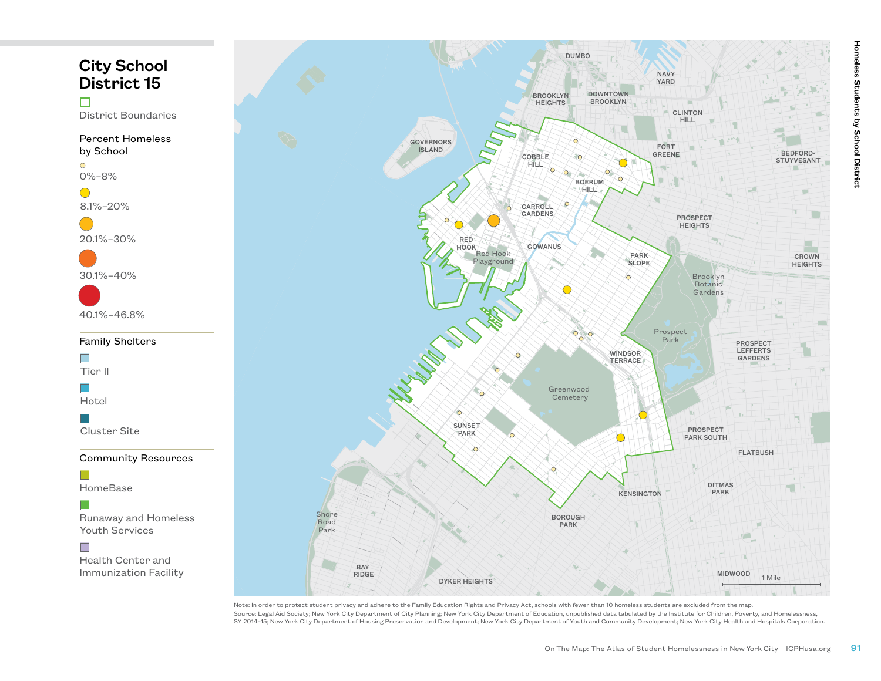# City School District 15

District Boundaries

Percent Homeless by School

0%–8%

8.1%–20%

20.1%–30%

30.1%–40%

40.1%–46.8%

Family Shelters

Tier II

Hotel

Cluster Site

Community Resources

HomeBase

Runaway and Homeless Youth Services

Health Center and Immunization Facility

DUMBO
NAVY YARD
BROOKLYN HEIGHTS
DOWNTOWN BROOKLYN
CLINTON HILL
GOVERNORS ISLAND
COBBLE HILL
FORT GREENE
BOERUM HILL
BEDFORD-STUYVESANT
CARROLL GARDENS
PROSPECT HEIGHTS
RED HOOK
Red Hook Playground
GOWANUS
PARK SLOPE
CROWN HEIGHTS
Brooklyn Botanic Gardens
Prospect Park
WINDSOR TERRACE
PROSPECT LEFFERTS GARDENS
Greenwood Cemetery
SUNSET PARK
PROSPECT PARK SOUTH
FLATBUSH
KENSINGTON
DITMAS PARK
Shore Road Park
BOROUGH PARK
BAY RIDGE
DYKER HEIGHTS
MIDWOOD
1 Mile

Note: In order to protect student privacy and adhere to the Family Education Rights and Privacy Act, schools with fewer than 10 homeless students are excluded from the map.
Source: Legal Aid Society; New York City Department of City Planning; New York City Department of Education, unpublished data tabulated by the Institute for Children, Poverty, and Homelessness, SY 2014–15; New York City Department of Housing Preservation and Development; New York City Department of Youth and Community Development; New York City Health and Hospitals Corporation.